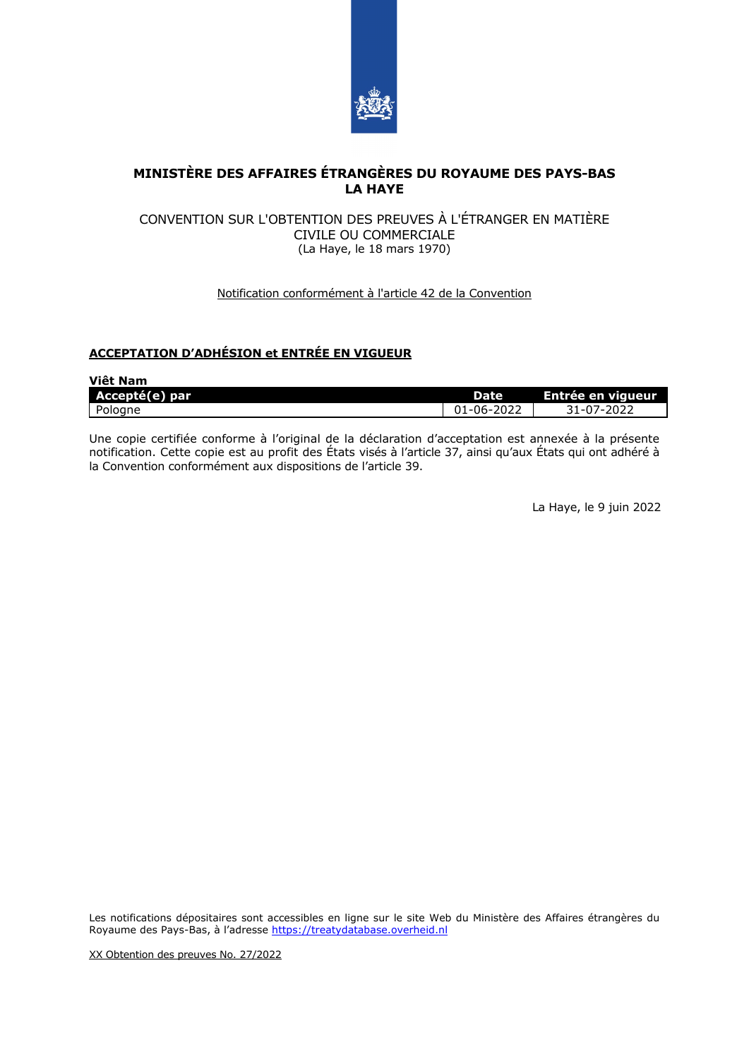**MINISTÈRE DES AFFAIRES ÉTRANGÈRES DU ROYAUME DES PAYS-BAS**
**LA HAYE**

CONVENTION SUR L'OBTENTION DES PREUVES À L'ÉTRANGER EN MATIÈRE CIVILE OU COMMERCIALE
(La Haye, le 18 mars 1970)

Notification conformément à l'article 42 de la Convention

## ACCEPTATION D'ADHÉSION et ENTRÉE EN VIGUEUR

**Viêt Nam**

| Accepté(e) par | Date | Entrée en vigueur |
|---|---|---|
| Pologne | 01-06-2022 | 31-07-2022 |

Une copie certifiée conforme à l'original de la déclaration d'acceptation est annexée à la présente notification. Cette copie est au profit des États visés à l'article 37, ainsi qu'aux États qui ont adhéré à la Convention conformément aux dispositions de l'article 39.

La Haye, le 9 juin 2022

Les notifications dépositaires sont accessibles en ligne sur le site Web du Ministère des Affaires étrangères du Royaume des Pays-Bas, à l'adresse https://treatydatabase.overheid.nl

XX Obtention des preuves No. 27/2022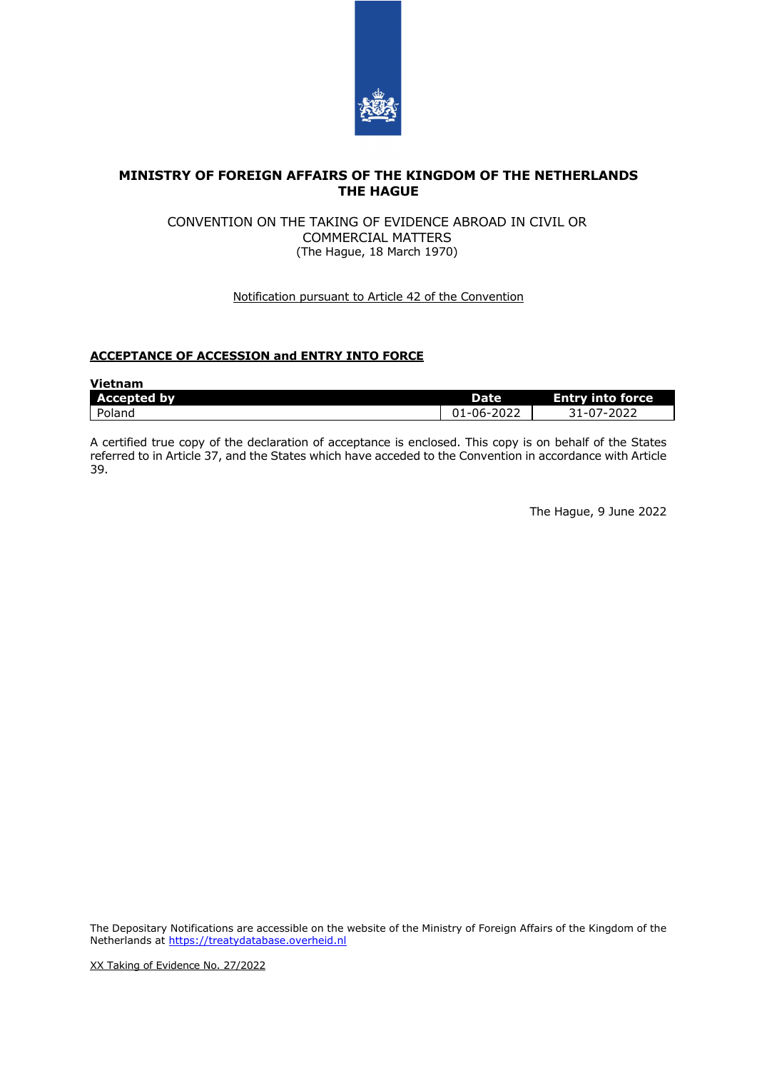**MINISTRY OF FOREIGN AFFAIRS OF THE KINGDOM OF THE NETHERLANDS**
**THE HAGUE**

CONVENTION ON THE TAKING OF EVIDENCE ABROAD IN CIVIL OR COMMERCIAL MATTERS
(The Hague, 18 March 1970)

Notification pursuant to Article 42 of the Convention

**ACCEPTANCE OF ACCESSION and ENTRY INTO FORCE**

**Vietnam**

| Accepted by | Date | Entry into force |
|---|---|---|
| Poland | 01-06-2022 | 31-07-2022 |

A certified true copy of the declaration of acceptance is enclosed. This copy is on behalf of the States referred to in Article 37, and the States which have acceded to the Convention in accordance with Article 39.

The Hague, 9 June 2022

The Depositary Notifications are accessible on the website of the Ministry of Foreign Affairs of the Kingdom of the Netherlands at https://treatydatabase.overheid.nl

XX Taking of Evidence No. 27/2022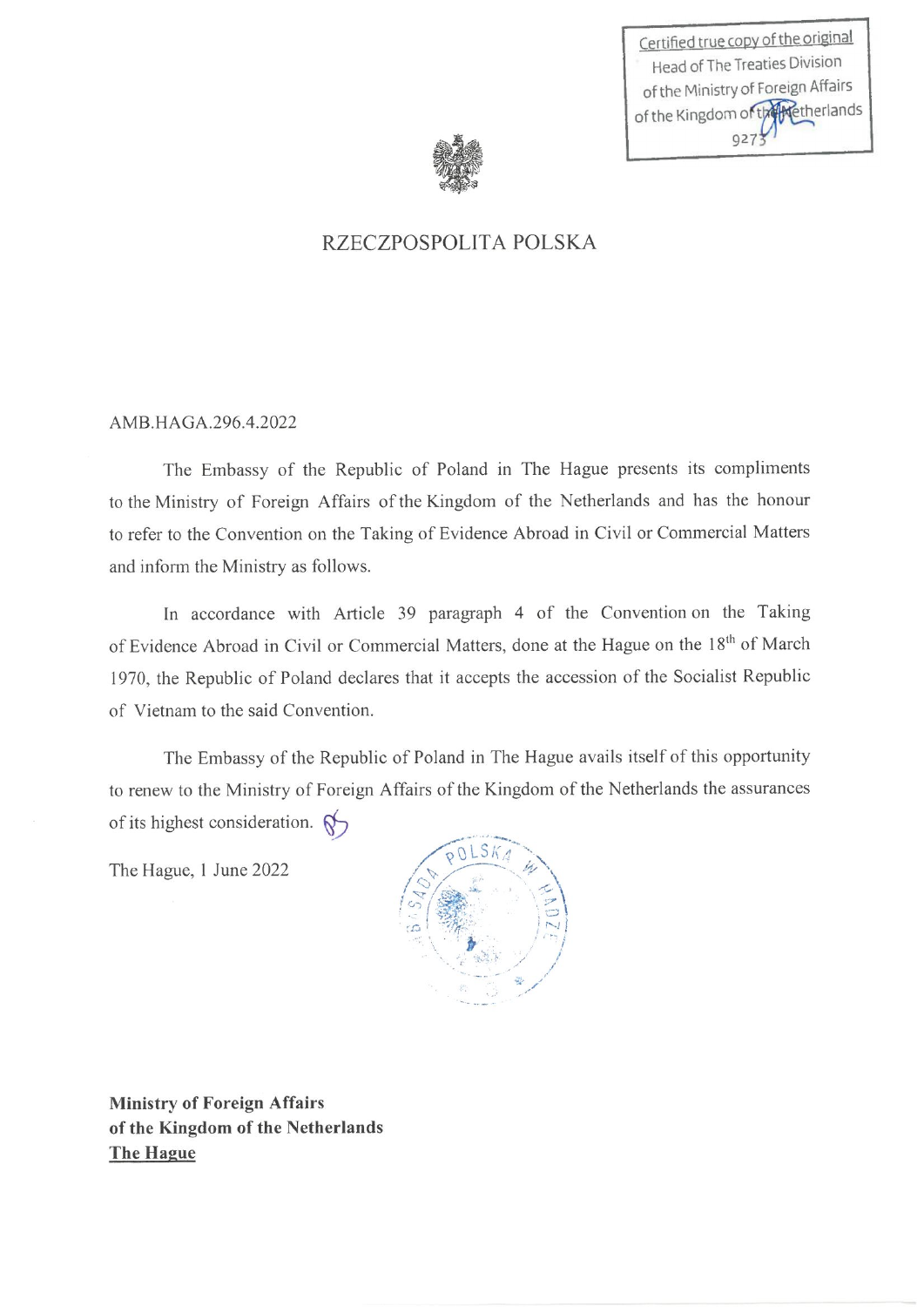Certified true copy of the original
Head of The Treaties Division
of the Ministry of Foreign Affairs
of the Kingdom of the Netherlands
9273

RZECZPOSPOLITA POLSKA

AMB.HAGA.296.4.2022

The Embassy of the Republic of Poland in The Hague presents its compliments to the Ministry of Foreign Affairs of the Kingdom of the Netherlands and has the honour to refer to the Convention on the Taking of Evidence Abroad in Civil or Commercial Matters and inform the Ministry as follows.

In accordance with Article 39 paragraph 4 of the Convention on the Taking of Evidence Abroad in Civil or Commercial Matters, done at the Hague on the 18th of March 1970, the Republic of Poland declares that it accepts the accession of the Socialist Republic of Vietnam to the said Convention.

The Embassy of the Republic of Poland in The Hague avails itself of this opportunity to renew to the Ministry of Foreign Affairs of the Kingdom of the Netherlands the assurances of its highest consideration.

The Hague, 1 June 2022

**Ministry of Foreign Affairs**
**of the Kingdom of the Netherlands**
**The Hague**